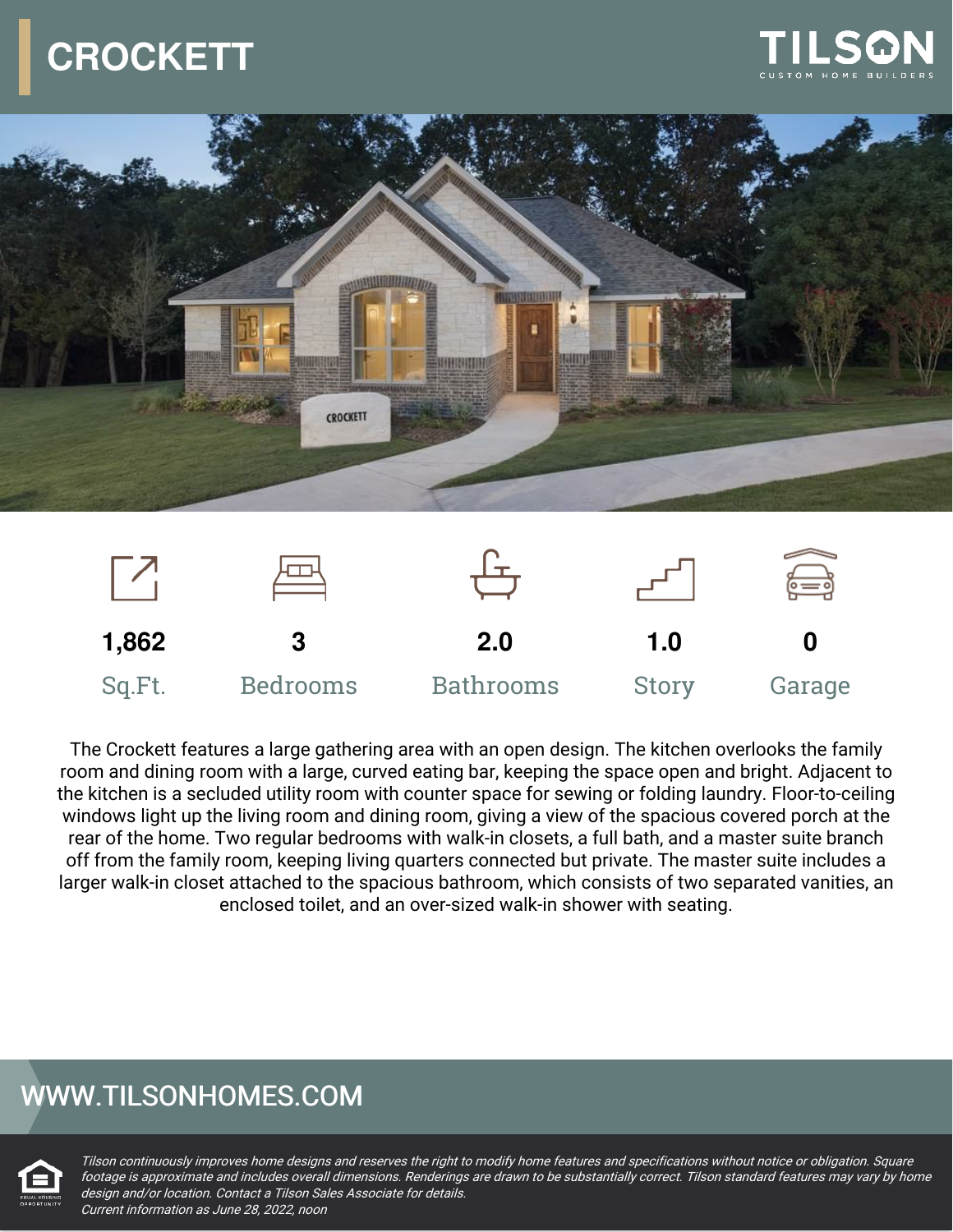# CROCKETT

TILSON
CUSTOM HOME BUILDERS

| 1,862 | 3 | 2.0 | 1.0 | 0 |
|---|---|---|---|---|
| Sq.Ft. | Bedrooms | Bathrooms | Story | Garage |

The Crockett features a large gathering area with an open design. The kitchen overlooks the family room and dining room with a large, curved eating bar, keeping the space open and bright. Adjacent to the kitchen is a secluded utility room with counter space for sewing or folding laundry. Floor-to-ceiling windows light up the living room and dining room, giving a view of the spacious covered porch at the rear of the home. Two regular bedrooms with walk-in closets, a full bath, and a master suite branch off from the family room, keeping living quarters connected but private. The master suite includes a larger walk-in closet attached to the spacious bathroom, which consists of two separated vanities, an enclosed toilet, and an over-sized walk-in shower with seating.

## WWW.TILSONHOMES.COM

*Tilson continuously improves home designs and reserves the right to modify home features and specifications without notice or obligation. Square footage is approximate and includes overall dimensions. Renderings are drawn to be substantially correct. Tilson standard features may vary by home design and/or location. Contact a Tilson Sales Associate for details.*
*Current information as June 28, 2022, noon*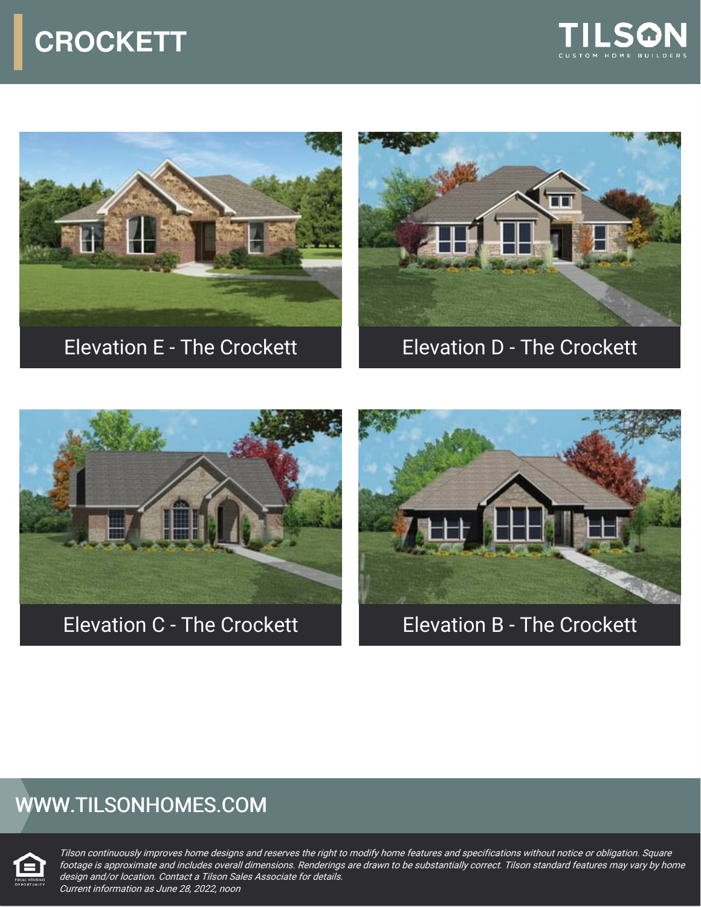# CROCKETT

TILSON
CUSTOM HOME BUILDERS

Elevation E - The Crockett

Elevation D - The Crockett

Elevation C - The Crockett

Elevation B - The Crockett

WWW.TILSONHOMES.COM

*Tilson continuously improves home designs and reserves the right to modify home features and specifications without notice or obligation. Square footage is approximate and includes overall dimensions. Renderings are drawn to be substantially correct. Tilson standard features may vary by home design and/or location. Contact a Tilson Sales Associate for details.*
*Current information as June 28, 2022, noon*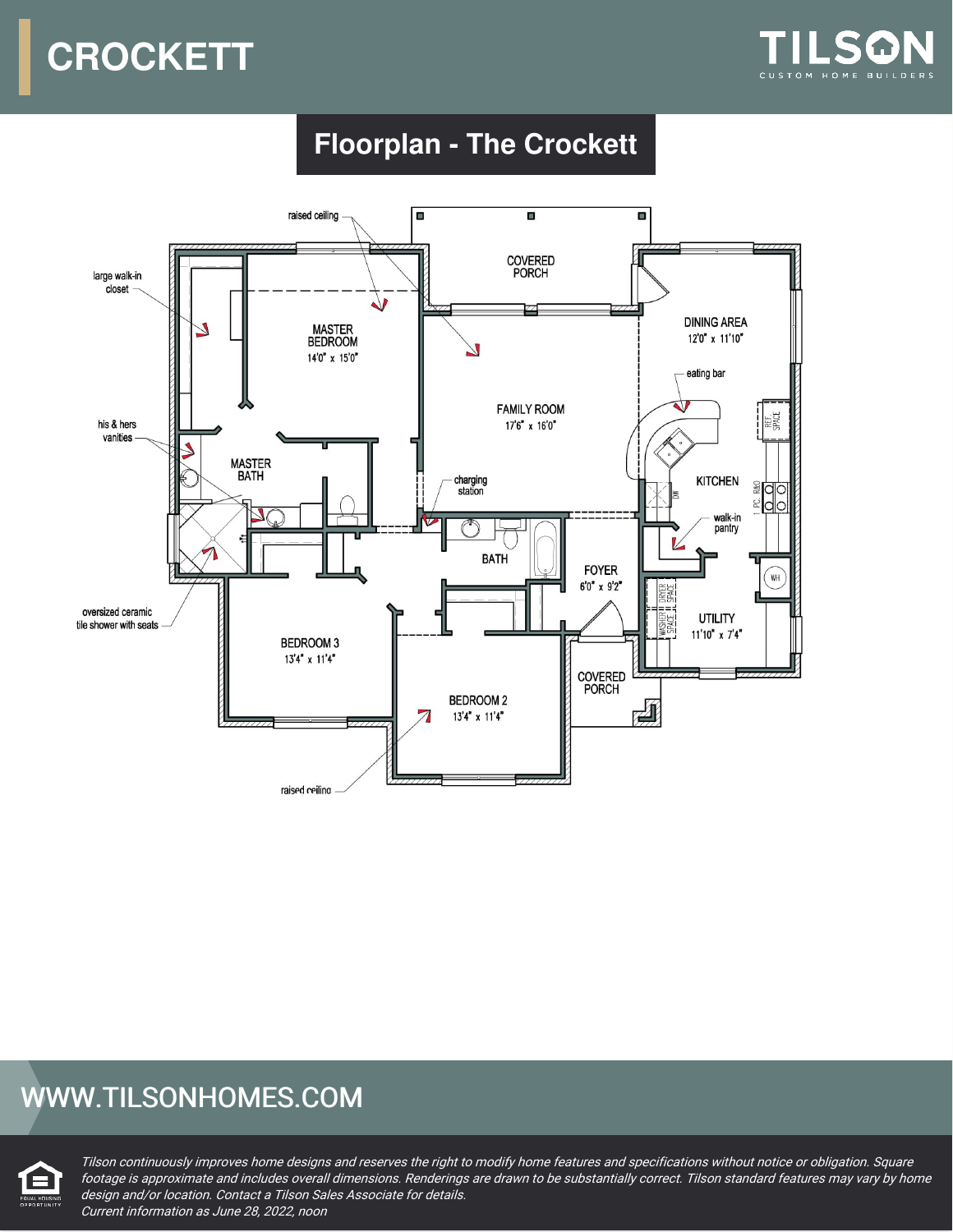# CROCKETT

TILSON
CUSTOM HOME BUILDERS

## Floorplan - The Crockett

raised ceiling

COVERED PORCH

large walk-in closet

MASTER BEDROOM
14'0" x 15'0"

DINING AREA
12'0" x 11'10"

eating bar

FAMILY ROOM
17'6" x 16'0"

his & hers vanities

MASTER BATH

charging station

KITCHEN

REF. SPACE

DW

walk-in pantry

BATH

FOYER
6'0" x 9'2"

WH

DRYER SPACE

WASHER SPACE

UTILITY
11'10" x 7'4"

oversized ceramic tile shower with seats

BEDROOM 3
13'4" x 11'4"

COVERED PORCH

BEDROOM 2
13'4" x 11'4"

raised ceiling

WWW.TILSONHOMES.COM

*Tilson continuously improves home designs and reserves the right to modify home features and specifications without notice or obligation. Square footage is approximate and includes overall dimensions. Renderings are drawn to be substantially correct. Tilson standard features may vary by home design and/or location. Contact a Tilson Sales Associate for details.*
*Current information as June 28, 2022, noon*